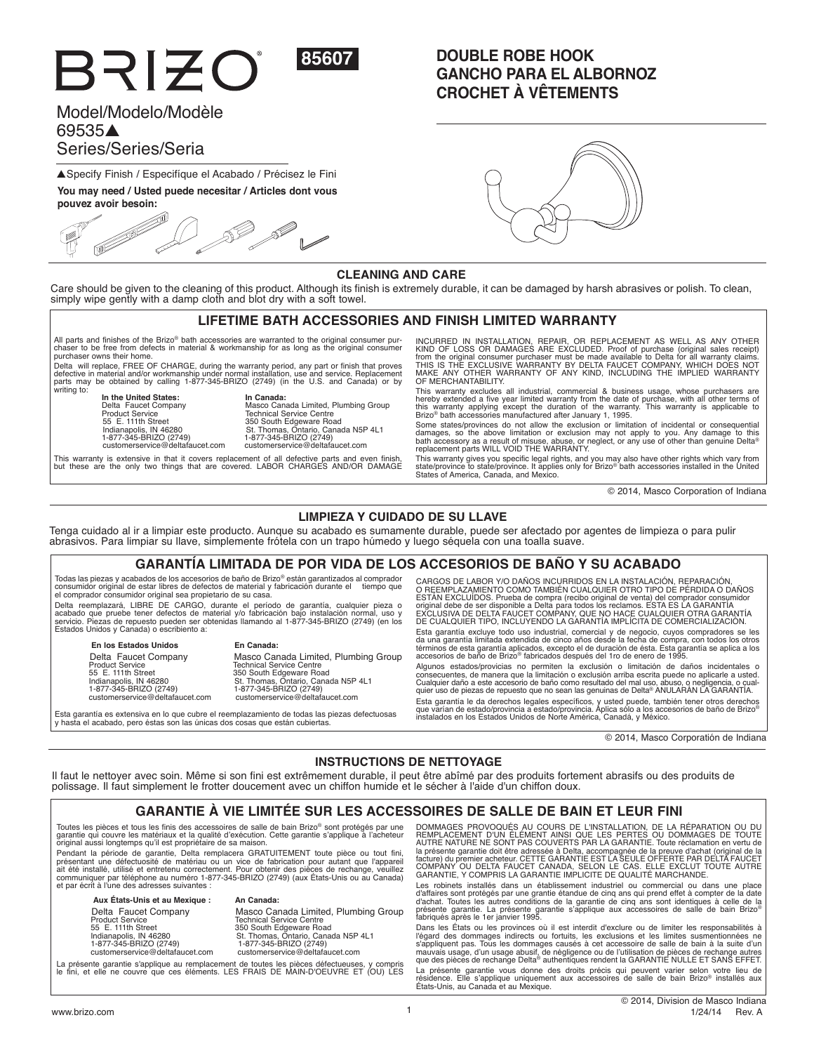# BRIZO® 85607

## DOUBLE ROBE HOOK
## GANCHO PARA EL ALBORNOZ
## CROCHET À VÊTEMENTS

Model/Modelo/Modèle
69535▲
Series/Series/Seria

▲Specify Finish / Especifíque el Acabado / Précisez le Fini

**You may need / Usted puede necesitar / Articles dont vous pouvez avoir besoin:**

### CLEANING AND CARE

Care should be given to the cleaning of this product. Although its finish is extremely durable, it can be damaged by harsh abrasives or polish. To clean, simply wipe gently with a damp cloth and blot dry with a soft towel.

### LIFETIME BATH ACCESSORIES AND FINISH LIMITED WARRANTY

All parts and finishes of the Brizo® bath accessories are warranted to the original consumer purchaser to be free from defects in material & workmanship for as long as the original consumer purchaser owns their home.

Delta will replace, FREE OF CHARGE, during the warranty period, any part or finish that proves defective in material and/or workmanship under normal installation, use and service. Replacement parts may be obtained by calling 1-877-345-BRIZO (2749) (in the U.S. and Canada) or by writing to:

**In the United States:**
Delta Faucet Company
Product Service
55 E. 111th Street
Indianapolis, IN 46280
1-877-345-BRIZO (2749)
customerservice@deltafaucet.com

**In Canada:**
Masco Canada Limited, Plumbing Group
Technical Service Centre
350 South Edgeware Road
St. Thomas, Ontario, Canada N5P 4L1
1-877-345-BRIZO (2749)
customerservice@deltafaucet.com

This warranty is extensive in that it covers replacement of all defective parts and even finish, but these are the only two things that are covered. LABOR CHARGES AND/OR DAMAGE INCURRED IN INSTALLATION, REPAIR, OR REPLACEMENT AS WELL AS ANY OTHER KIND OF LOSS OR DAMAGES ARE EXCLUDED. Proof of purchase (original sales receipt) from the original consumer purchaser must be made available to Delta for all warranty claims. THIS IS THE EXCLUSIVE WARRANTY BY DELTA FAUCET COMPANY, WHICH DOES NOT MAKE ANY OTHER WARRANTY OF ANY KIND, INCLUDING THE IMPLIED WARRANTY OF MERCHANTABILITY.

This warranty excludes all industrial, commercial & business usage, whose purchasers are hereby extended a five year limited warranty from the date of purchase, with all other terms of this warranty applying except the duration of the warranty. This warranty is applicable to Brizo® bath accessories manufactured after January 1, 1995.

Some states/provinces do not allow the exclusion or limitation of incidental or consequential damages, so the above limitation or exclusion may not apply to you. Any damage to this bath accessory as a result of misuse, abuse, or neglect, or any use of other than genuine Delta® replacement parts WILL VOID THE WARRANTY.

This warranty gives you specific legal rights, and you may also have other rights which vary from state/province to state/province. It applies only for Brizo® bath accessories installed in the United States of America, Canada, and Mexico.

© 2014, Masco Corporation of Indiana

### LIMPIEZA Y CUIDADO DE SU LLAVE

Tenga cuidado al ir a limpiar este producto. Aunque su acabado es sumamente durable, puede ser afectado por agentes de limpieza o para pulir abrasivos. Para limpiar su llave, simplemente frótela con un trapo húmedo y luego séquela con una toalla suave.

### GARANTÍA LIMITADA DE POR VIDA DE LOS ACCESORIOS DE BAÑO Y SU ACABADO

Todas las piezas y acabados de los accesorios de baño de Brizo® están garantizados al comprador consumidor original de estar libres de defectos de material y fabricación durante el tiempo que el comprador consumidor original sea propietario de su casa.

Delta reemplazará, LIBRE DE CARGO, durante el período de garantía, cualquier pieza o acabado que pruebe tener defectos de material y/o fabricación bajo instalación normal, uso y servicio. Piezas de repuesto pueden ser obtenidas llamando al 1-877-345-BRIZO (2749) (en los Estados Unidos y Canadá) o escribiento a:

**En los Estados Unidos**
Delta Faucet Company
Product Service
55 E. 111th Street
Indianapolis, IN 46280
1-877-345-BRIZO (2749)
customerservice@deltafaucet.com

**En Canada:**
Masco Canada Limited, Plumbing Group
Technical Service Centre
350 South Edgeware Road
St. Thomas, Ontario, Canada N5P 4L1
1-877-345-BRIZO (2749)
customerservice@deltafaucet.com

Esta garantía es extensiva en lo que cubre el reemplazamiento de todas las piezas defectuosas y hasta el acabado, pero éstas son las únicas dos cosas que están cubiertas. CARGOS DE LABOR Y/O DAÑOS INCURRIDOS EN LA INSTALACIÓN, REPARACIÓN, O REEMPLAZAMIENTO COMO TAMBIÉN CUALQUIER OTRO TIPO DE PÉRDIDA O DAÑOS ESTÁN EXCLUIDOS. Prueba de compra (recibo original de venta) del comprador consumidor original debe de ser disponible a Delta para todos los reclamos. ESTA ES LA GARANTÍA EXCLUSIVA DE DELTA FAUCET COMPANY, QUE NO HACE CUALQUIER OTRA GARANTÍA DE CUALQUIER TIPO, INCLUYENDO LA GARANTÍA IMPLÍCITA DE COMERCIALIZACIÓN.

Esta garantía excluye todo uso industrial, comercial y de negocio, cuyos compradores se les da una garantía limitada extendida de cinco años desde la fecha de compra, con todos los otros términos de esta garantía aplicados, excepto el de duración de ésta. Esta garantía se aplica a los accesorios de baño de Brizo® fabricados después del 1ro de enero de 1995.

Algunos estados/provicias no permiten la exclusión o limitación de daños incidentales o consecuentes, de manera que la limitación o exclusión arriba escrita puede no aplicarle a usted. Cualquier daño a este accesorio de baño como resultado del mal uso, abuso, o negligencia, o cualquier uso de piezas de repuesto que no sean las genuinas de Delta® ANULARÁN LA GARANTÍA.

Esta garantía le da derechos legales específicos, y usted puede, también tener otros derechos que varían de estado/provincia a estado/provincia. Aplica sólo a los accesorios de baño de Brizo® instalados en los Estados Unidos de Norte América, Canadá, y México.

© 2014, Masco Corporatión de Indiana

### INSTRUCTIONS DE NETTOYAGE

Il faut le nettoyer avec soin. Même si son fini est extrêmement durable, il peut être abîmé par des produits fortement abrasifs ou des produits de polissage. Il faut simplement le frotter doucement avec un chiffon humide et le sécher à l'aide d'un chiffon doux.

### GARANTIE À VIE LIMITÉE SUR LES ACCESSOIRES DE SALLE DE BAIN ET LEUR FINI

Toutes les pièces et tous les finis des accessoires de salle de bain Brizo® sont protégés par une garantie qui couvre les matériaux et la qualité d'exécution. Cette garantie s'applique à l'acheteur original aussi longtemps qu'il est propriétaire de sa maison.

Pendant la période de garantie, Delta remplacera GRATUITEMENT toute pièce ou tout fini, présentant une défectuosité de matériau ou un vice de fabrication pour autant que l'appareil ait été installé, utilisé et entretenu correctement. Pour obtenir des pièces de rechange, veuillez communiquer par téléphone au numéro 1-877-345-BRIZO (2749) (aux États-Unis ou au Canada) et par écrit à l'une des adresses suivantes :

**Aux États-Unis et au Mexique :**
Delta Faucet Company
Product Service
55 E. 111th Street
Indianapolis, IN 46280
1-877-345-BRIZO (2749)
customerservice@deltafaucet.com

**An Canada:**
Masco Canada Limited, Plumbing Group
Technical Service Centre
350 South Edgeware Road
St. Thomas, Ontario, Canada N5P 4L1
1-877-345-BRIZO (2749)
customerservice@deltafaucet.com

La présente garantie s'applique au remplacement de toutes les pièces défectueuses, y compris le fini, et elle ne couvre que ces éléments. LES FRAIS DE MAIN-D'OEUVRE ET (OU) LES DOMMAGES PROVOQUÉS AU COURS DE L'INSTALLATION, DE LA RÉPARATION OU DU REMPLACEMENT D'UN ÉLÉMENT AINSI QUE LES PERTES OU DOMMAGES DE TOUTE AUTRE NATURE NE SONT PAS COUVERTS PAR LA GARANTIE. Toute réclamation en vertu de la présente garantie doit être adressée à Delta, accompagnée de la preuve d'achat (original de la facture) du premier acheteur. CETTE GARANTIE EST LA SEULE OFFERTE PAR DELTA FAUCET COMPANY OU DELTA FAUCET CANADA, SELON LE CAS. ELLE EXCLUT TOUTE AUTRE GARANTIE, Y COMPRIS LA GARANTIE IMPLICITE DE QUALITÉ MARCHANDE.

Les robinets installés dans un établissement industriel ou commercial ou dans une place d'affaires sont protégés par une grantie étandue de cinq ans qui prend effet à compter de la date d'achat. Toutes les autres conditions de la garantie de cinq ans sont identiques à celle de la présente garantie. La présente garantie s'applique aux accessoires de salle de bain Brizo® fabriqués après le 1er janvier 1995.

Dans les États ou les provinces où il est interdit d'exclure ou de limiter les responsabilités à l'égard des dommages indirects ou fortuits, les exclusions et les limites susmentionnées ne s'appliquent pas. Tous les dommages causés à cet accessoire de salle de bain à la suite d'un mauvais usage, d'un usage abusif, de négligence ou de l'utilisation de pièces de rechange autres que des pièces de rechange Delta® authentiques rendent la GARANTIE NULLE ET SANS EFFET.

La présente garantie vous donne des droits précis qui peuvent varier selon votre lieu de résidence. Elle s'applique uniquement aux accessoires de salle de bain Brizo® installés aux États-Unis, au Canada et au Mexique.

© 2014, Division de Masco Indiana

www.brizo.com

1/24/14 Rev. A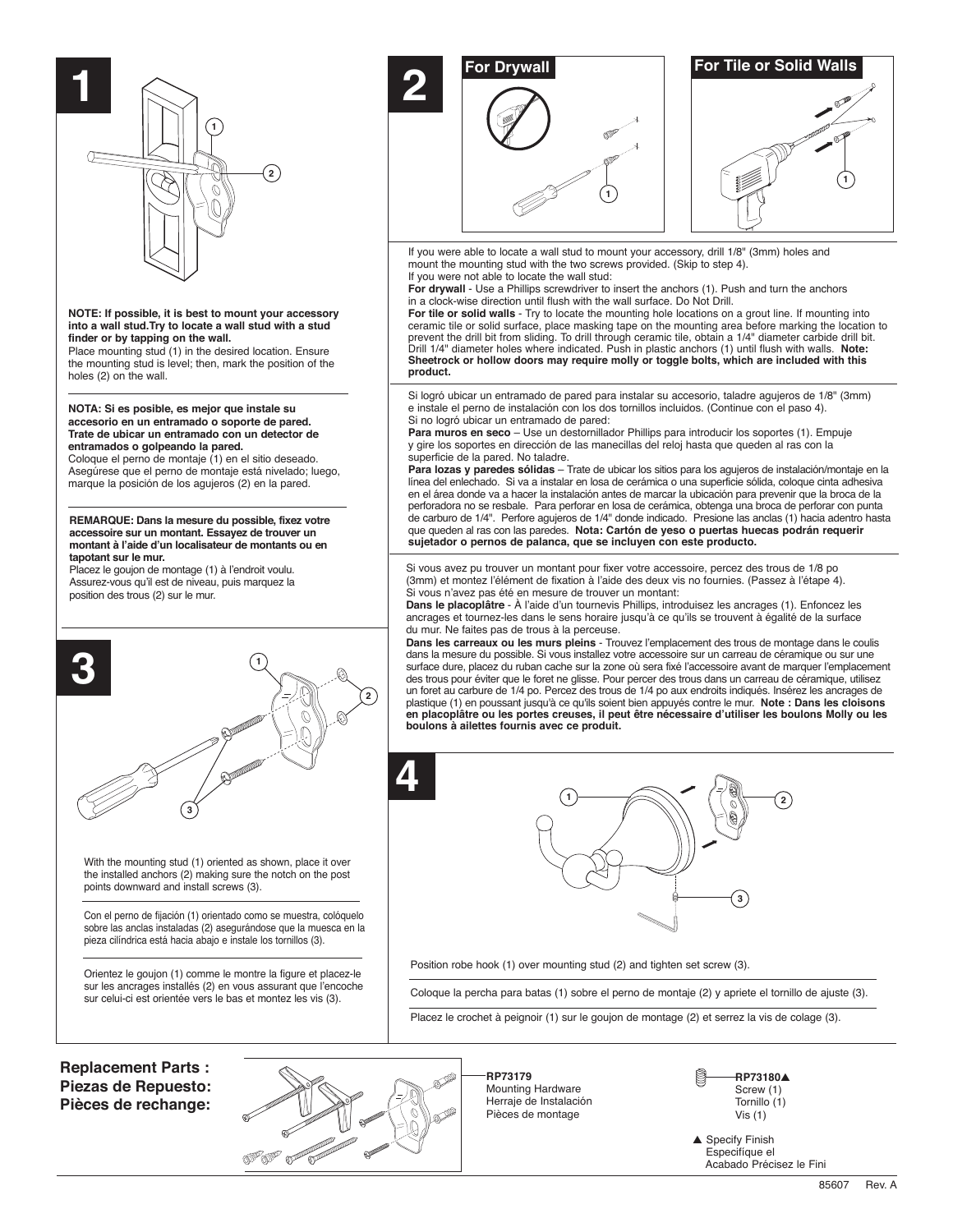## 1

NOTE: If possible, it is best to mount your accessory into a wall stud. Try to locate a wall stud with a stud finder or by tapping on the wall.

Place mounting stud (1) in the desired location. Ensure the mounting stud is level; then, mark the position of the holes (2) on the wall.

**NOTA: Si es posible, es mejor que instale su accesorio en un entramado o soporte de pared. Trate de ubicar un entramado con un detector de entramados o golpeando la pared.**

Coloque el perno de montaje (1) en el sitio deseado. Asegúrese que el perno de montaje está nivelado; luego, marque la posición de los agujeros (2) en la pared.

**REMARQUE: Dans la mesure du possible, fixez votre accessoire sur un montant. Essayez de trouver un montant à l'aide d'un localisateur de montants ou en tapotant sur le mur.**

Placez le goujon de montage (1) à l'endroit voulu. Assurez-vous qu'il est de niveau, puis marquez la position des trous (2) sur le mur.

## 2

**For Drywall**

**For Tile or Solid Walls**

If you were able to locate a wall stud to mount your accessory, drill 1/8" (3mm) holes and mount the mounting stud with the two screws provided. (Skip to step 4).
If you were not able to locate the wall stud:

**For drywall** - Use a Phillips screwdriver to insert the anchors (1). Push and turn the anchors in a clock-wise direction until flush with the wall surface. Do Not Drill.

**For tile or solid walls** - Try to locate the mounting hole locations on a grout line. If mounting into ceramic tile or solid surface, place masking tape on the mounting area before marking the location to prevent the drill bit from sliding. To drill through ceramic tile, obtain a 1/4" diameter carbide drill bit. Drill 1/4" diameter holes where indicated. Push in plastic anchors (1) until flush with walls. **Note: Sheetrock or hollow doors may require molly or toggle bolts, which are included with this product.**

Si logró ubicar un entramado de pared para instalar su accesorio, taladre agujeros de 1/8" (3mm) e instale el perno de instalación con los dos tornillos incluidos. (Continue con el paso 4).
Si no logró ubicar un entramado de pared:

**Para muros en seco** – Use un destornillador Phillips para introducir los soportes (1). Empuje y gire los soportes en dirección de las manecillas del reloj hasta que queden al ras con la superficie de la pared. No taladre.

**Para lozas y paredes sólidas** – Trate de ubicar los sitios para los agujeros de instalación/montaje en la línea del enlechado. Si va a instalar en losa de cerámica o una superficie sólida, coloque cinta adhesiva en el área donde va a hacer la instalación antes de marcar la ubicación para prevenir que la broca de la perforadora no se resbale. Para perforar en losa de cerámica, obtenga una broca de perforar con punta de carburo de 1/4". Perfore agujeros de 1/4" donde indicado. Presione las anclas (1) hacia adentro hasta que queden al ras con las paredes. **Nota: Cartón de yeso o puertas huecas podrán requerir sujetador o pernos de palanca, que se incluyen con este producto.**

Si vous avez pu trouver un montant pour fixer votre accessoire, percez des trous de 1/8 po (3mm) et montez l'élément de fixation à l'aide des deux vis no fournies. (Passez à l'étape 4).
Si vous n'avez pas été en mesure de trouver un montant:

**Dans le placoplâtre** - À l'aide d'un tournevis Phillips, introduisez les ancrages (1). Enfoncez les ancrages et tournez-les dans le sens horaire jusqu'à ce qu'ils se trouvent à égalité de la surface du mur. Ne faites pas de trous à la perceuse.

**Dans les carreaux ou les murs pleins** - Trouvez l'emplacement des trous de montage dans le coulis dans la mesure du possible. Si vous installez votre accessoire sur un carreau de céramique ou sur une surface dure, placez du ruban cache sur la zone où sera fixé l'accessoire avant de marquer l'emplacement des trous pour éviter que le foret ne glisse. Pour percer des trous dans un carreau de céramique, utilisez un foret au carbure de 1/4 po. Percez des trous de 1/4 po aux endroits indiqués. Insérez les ancrages de plastique (1) en poussant jusqu'à ce qu'ils soient bien appuyés contre le mur. **Note : Dans les cloisons en placoplâtre ou les portes creuses, il peut être nécessaire d'utiliser les boulons Molly ou les boulons à ailettes fournis avec ce produit.**

## 3

With the mounting stud (1) oriented as shown, place it over the installed anchors (2) making sure the notch on the post points downward and install screws (3).

Con el perno de fijación (1) orientado como se muestra, colóquelo sobre las anclas instaladas (2) asegurándose que la muesca en la pieza cilíndrica está hacia abajo e instale los tornillos (3).

Orientez le goujon (1) comme le montre la figure et placez-le sur les ancrages installés (2) en vous assurant que l'encoche sur celui-ci est orientée vers le bas et montez les vis (3).

## 4

Position robe hook (1) over mounting stud (2) and tighten set screw (3).

Coloque la percha para batas (1) sobre el perno de montaje (2) y apriete el tornillo de ajuste (3).

Placez le crochet à peignoir (1) sur le goujon de montage (2) et serrez la vis de colage (3).

**Replacement Parts :**
**Piezas de Repuesto:**
**Pièces de rechange:**

**RP73179**
Mounting Hardware
Herraje de Instalación
Pièces de montage

**RP73180▲**
Screw (1)
Tornillo (1)
Vis (1)

▲ Specify Finish
Especifique el
Acabado Précisez le Fini

85607 Rev. A